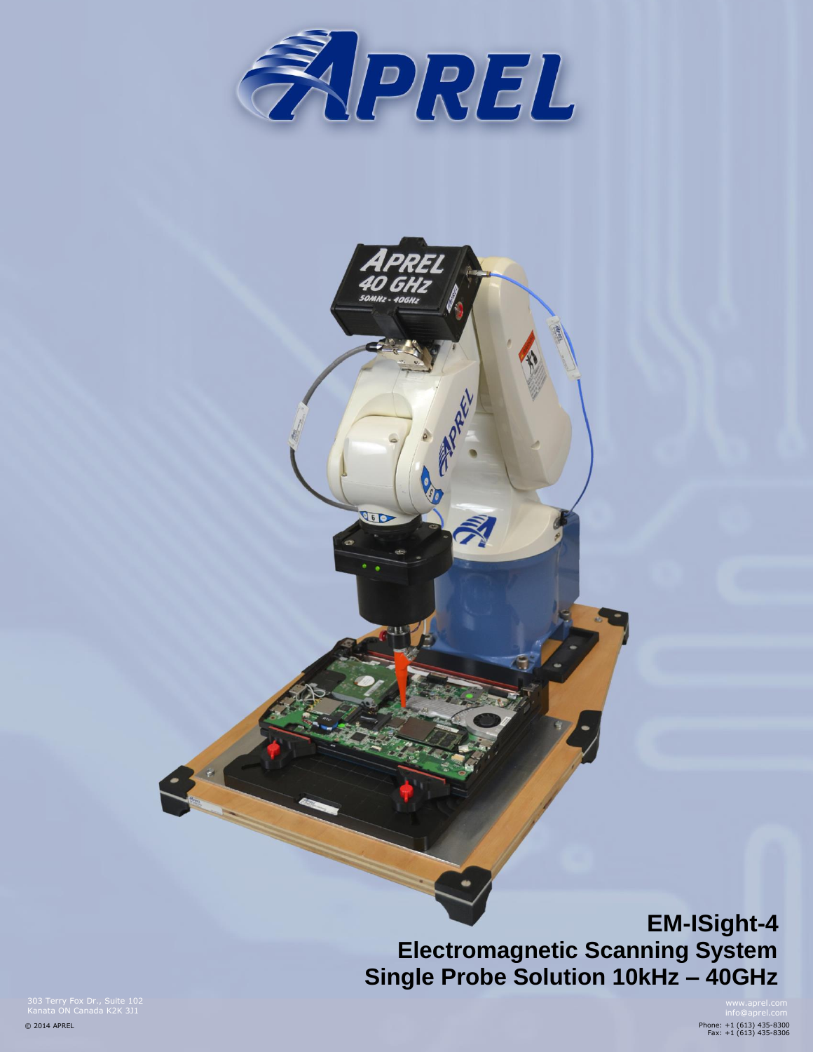# EM-ISight-4

## Electromagnetic Scanning System

## Single Probe Solution 10kHz – 40GHz

303 Terry Fox Dr., Suite 102
Kanata ON Canada K2K 3J1

© 2014 APREL

www.aprel.com
info@aprel.com
Phone: +1 (613) 435-8300
Fax: +1 (613) 435-8306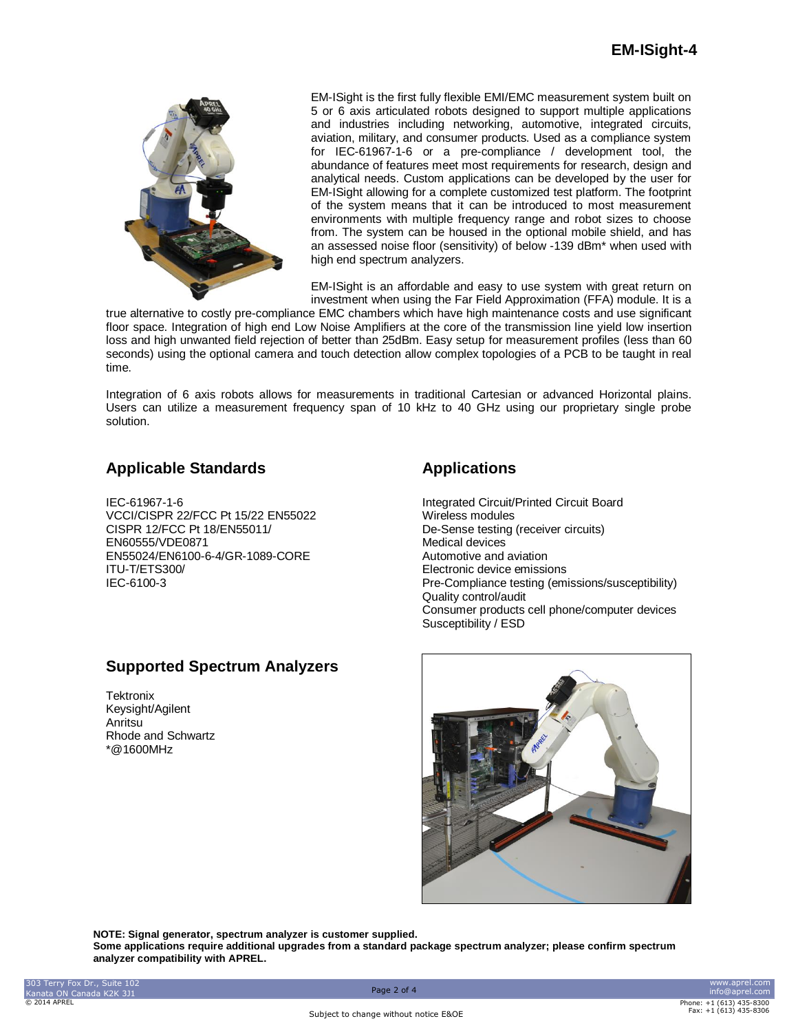# EM-ISight-4

EM-ISight is the first fully flexible EMI/EMC measurement system built on 5 or 6 axis articulated robots designed to support multiple applications and industries including networking, automotive, integrated circuits, aviation, military, and consumer products. Used as a compliance system for IEC-61967-1-6 or a pre-compliance / development tool, the abundance of features meet most requirements for research, design and analytical needs. Custom applications can be developed by the user for EM-ISight allowing for a complete customized test platform. The footprint of the system means that it can be introduced to most measurement environments with multiple frequency range and robot sizes to choose from. The system can be housed in the optional mobile shield, and has an assessed noise floor (sensitivity) of below -139 dBm* when used with high end spectrum analyzers.

EM-ISight is an affordable and easy to use system with great return on investment when using the Far Field Approximation (FFA) module. It is a true alternative to costly pre-compliance EMC chambers which have high maintenance costs and use significant floor space. Integration of high end Low Noise Amplifiers at the core of the transmission line yield low insertion loss and high unwanted field rejection of better than 25dBm. Easy setup for measurement profiles (less than 60 seconds) using the optional camera and touch detection allow complex topologies of a PCB to be taught in real time.

Integration of 6 axis robots allows for measurements in traditional Cartesian or advanced Horizontal plains. Users can utilize a measurement frequency span of 10 kHz to 40 GHz using our proprietary single probe solution.

## Applicable Standards

IEC-61967-1-6
VCCI/CISPR 22/FCC Pt 15/22 EN55022
CISPR 12/FCC Pt 18/EN55011/
EN60555/VDE0871
EN55024/EN6100-6-4/GR-1089-CORE
ITU-T/ETS300/
IEC-6100-3

## Applications

Integrated Circuit/Printed Circuit Board
Wireless modules
De-Sense testing (receiver circuits)
Medical devices
Automotive and aviation
Electronic device emissions
Pre-Compliance testing (emissions/susceptibility)
Quality control/audit
Consumer products cell phone/computer devices
Susceptibility / ESD

## Supported Spectrum Analyzers

Tektronix
Keysight/Agilent
Anritsu
Rhode and Schwartz
*@1600MHz

**NOTE: Signal generator, spectrum analyzer is customer supplied.**
**Some applications require additional upgrades from a standard package spectrum analyzer; please confirm spectrum analyzer compatibility with APREL.**

303 Terry Fox Dr., Suite 102
Kanata ON Canada K2K 3J1
© 2014 APREL

www.aprel.com
info@aprel.com
Phone: +1 (613) 435-8300
Fax: +1 (613) 435-8306

Subject to change without notice E&OE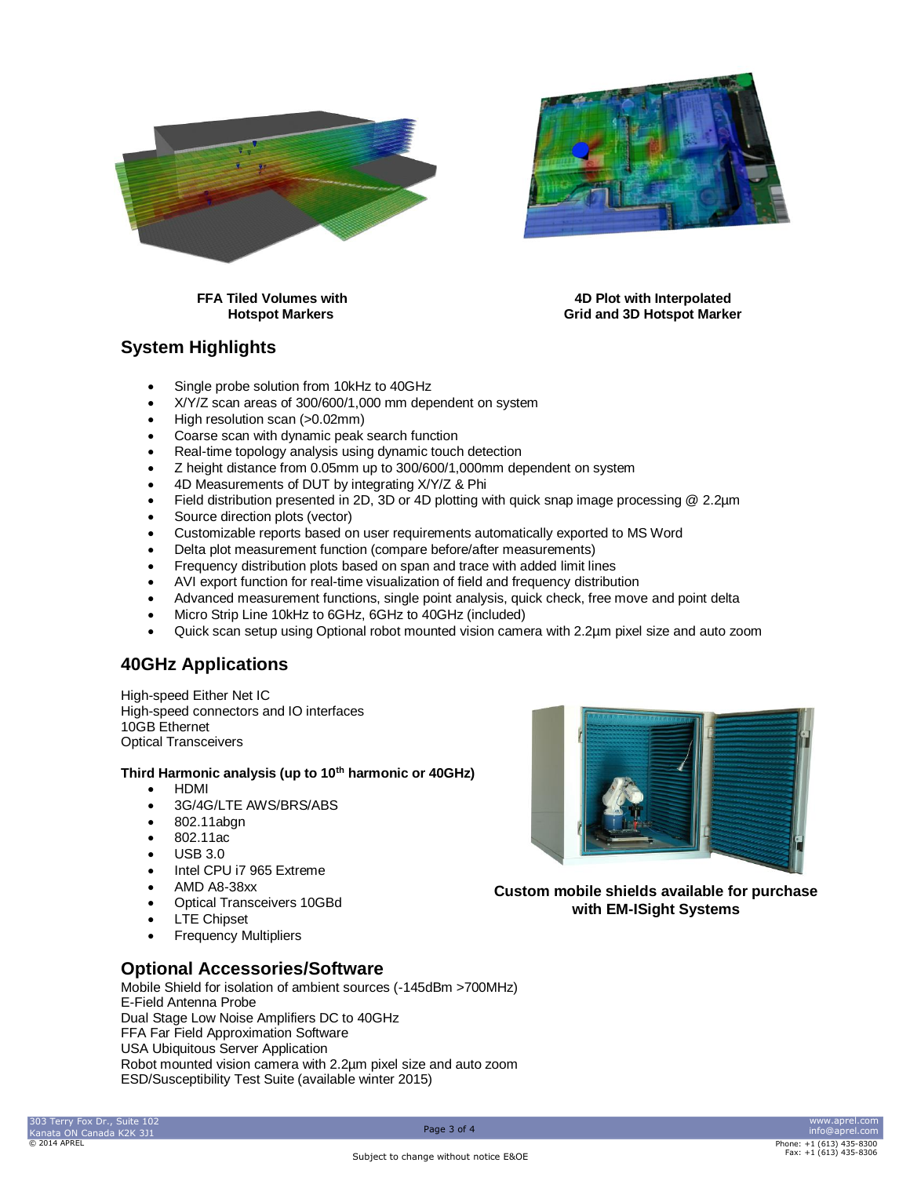**FFA Tiled Volumes with Hotspot Markers**

**4D Plot with Interpolated Grid and 3D Hotspot Marker**

## System Highlights

- Single probe solution from 10kHz to 40GHz
- X/Y/Z scan areas of 300/600/1,000 mm dependent on system
- High resolution scan (>0.02mm)
- Coarse scan with dynamic peak search function
- Real-time topology analysis using dynamic touch detection
- Z height distance from 0.05mm up to 300/600/1,000mm dependent on system
- 4D Measurements of DUT by integrating X/Y/Z & Phi
- Field distribution presented in 2D, 3D or 4D plotting with quick snap image processing @ 2.2µm
- Source direction plots (vector)
- Customizable reports based on user requirements automatically exported to MS Word
- Delta plot measurement function (compare before/after measurements)
- Frequency distribution plots based on span and trace with added limit lines
- AVI export function for real-time visualization of field and frequency distribution
- Advanced measurement functions, single point analysis, quick check, free move and point delta
- Micro Strip Line 10kHz to 6GHz, 6GHz to 40GHz (included)
- Quick scan setup using Optional robot mounted vision camera with 2.2µm pixel size and auto zoom

## 40GHz Applications

High-speed Either Net IC
High-speed connectors and IO interfaces
10GB Ethernet
Optical Transceivers

**Third Harmonic analysis (up to 10th harmonic or 40GHz)**

- HDMI
- 3G/4G/LTE AWS/BRS/ABS
- 802.11abgn
- 802.11ac
- USB 3.0
- Intel CPU i7 965 Extreme
- AMD A8-38xx
- Optical Transceivers 10GBd
- LTE Chipset
- Frequency Multipliers

**Custom mobile shields available for purchase with EM-ISight Systems**

## Optional Accessories/Software

Mobile Shield for isolation of ambient sources (-145dBm >700MHz)
E-Field Antenna Probe
Dual Stage Low Noise Amplifiers DC to 40GHz
FFA Far Field Approximation Software
USA Ubiquitous Server Application
Robot mounted vision camera with 2.2µm pixel size and auto zoom
ESD/Susceptibility Test Suite (available winter 2015)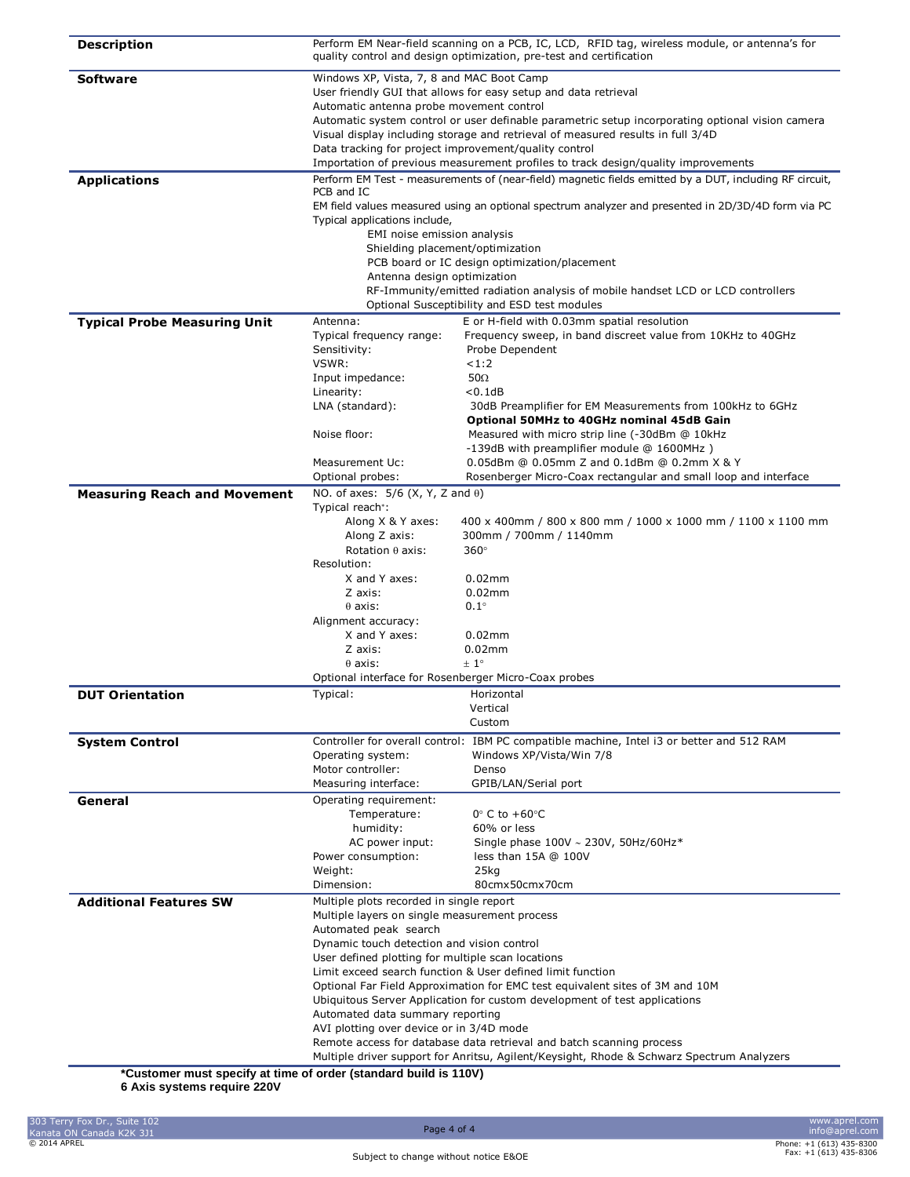| | |
|---|---|
| **Description** | Perform EM Near-field scanning on a PCB, IC, LCD, RFID tag, wireless module, or antenna's for quality control and design optimization, pre-test and certification |
| **Software** | Windows XP, Vista, 7, 8 and MAC Boot Camp<br>User friendly GUI that allows for easy setup and data retrieval<br>Automatic antenna probe movement control<br>Automatic system control or user definable parametric setup incorporating optional vision camera<br>Visual display including storage and retrieval of measured results in full 3/4D<br>Data tracking for project improvement/quality control<br>Importation of previous measurement profiles to track design/quality improvements |
| **Applications** | Perform EM Test - measurements of (near-field) magnetic fields emitted by a DUT, including RF circuit, PCB and IC<br>EM field values measured using an optional spectrum analyzer and presented in 2D/3D/4D form via PC<br>Typical applications include,<br>EMI noise emission analysis<br>Shielding placement/optimization<br>PCB board or IC design optimization/placement<br>Antenna design optimization<br>RF-Immunity/emitted radiation analysis of mobile handset LCD or LCD controllers<br>Optional Susceptibility and ESD test modules |
| **Typical Probe Measuring Unit** | Antenna: E or H-field with 0.03mm spatial resolution<br>Typical frequency range: Frequency sweep, in band discreet value from 10KHz to 40GHz<br>Sensitivity: Probe Dependent<br>VSWR: <1:2<br>Input impedance: 50Ω<br>Linearity: <0.1dB<br>LNA (standard): 30dB Preamplifier for EM Measurements from 100kHz to 6GHz<br>**Optional 50MHz to 40GHz nominal 45dB Gain**<br>Noise floor: Measured with micro strip line (-30dBm @ 10kHz<br>-139dB with preamplifier module @ 1600MHz )<br>Measurement Uc: 0.05dBm @ 0.05mm Z and 0.1dBm @ 0.2mm X & Y<br>Optional probes: Rosenberger Micro-Coax rectangular and small loop and interface |
| **Measuring Reach and Movement** | NO. of axes: 5/6 (X, Y, Z and θ)<br>Typical reach*:<br>Along X & Y axes: 400 x 400mm / 800 x 800 mm / 1000 x 1000 mm / 1100 x 1100 mm<br>Along Z axis: 300mm / 700mm / 1140mm<br>Rotation θ axis: 360°<br>Resolution:<br>X and Y axes: 0.02mm<br>Z axis: 0.02mm<br>θ axis: 0.1°<br>Alignment accuracy:<br>X and Y axes: 0.02mm<br>Z axis: 0.02mm<br>θ axis: ± 1°<br>Optional interface for Rosenberger Micro-Coax probes |
| **DUT Orientation** | Typical: Horizontal<br>Vertical<br>Custom |
| **System Control** | Controller for overall control: IBM PC compatible machine, Intel i3 or better and 512 RAM<br>Operating system: Windows XP/Vista/Win 7/8<br>Motor controller: Denso<br>Measuring interface: GPIB/LAN/Serial port |
| **General** | Operating requirement:<br>Temperature: 0° C to +60°C<br>humidity: 60% or less<br>AC power input: Single phase 100V ~ 230V, 50Hz/60Hz*<br>Power consumption: less than 15A @ 100V<br>Weight: 25kg<br>Dimension: 80cmx50cmx70cm |
| **Additional Features SW** | Multiple plots recorded in single report<br>Multiple layers on single measurement process<br>Automated peak search<br>Dynamic touch detection and vision control<br>User defined plotting for multiple scan locations<br>Limit exceed search function & User defined limit function<br>Optional Far Field Approximation for EMC test equivalent sites of 3M and 10M<br>Ubiquitous Server Application for custom development of test applications<br>Automated data summary reporting<br>AVI plotting over device or in 3/4D mode<br>Remote access for database data retrieval and batch scanning process<br>Multiple driver support for Anritsu, Agilent/Keysight, Rhode & Schwarz Spectrum Analyzers |

**\*Customer must specify at time of order (standard build is 110V)**
**6 Axis systems require 220V**

303 Terry Fox Dr., Suite 102
Kanata ON Canada K2K 3J1
© 2014 APREL

www.aprel.com
info@aprel.com
Phone: +1 (613) 435-8300
Fax: +1 (613) 435-8306

Subject to change without notice E&OE